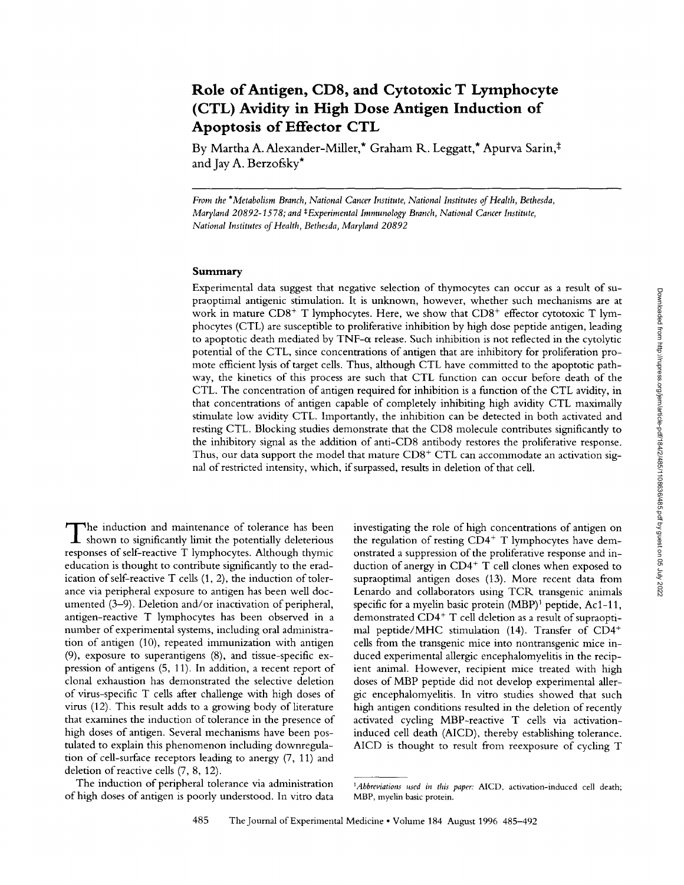# Role of Antigen, CD8, and Cytotoxic T Lymphocyte (CTL) Avidity in High Dose Antigen Induction of Apoptosis of Effector CTL

By Martha A. Alexander-Miller,* Graham R. Leggatt,* Apurva Sarin,‡ and Jay A. Berzofsky*

*From the \*Metabolism Branch, National Cancer Institute, National Institutes of Health, Bethesda, Maryland 20892-1578; and ‡Experimental Immunology Branch, National Cancer Institute, National Institutes of Health, Bethesda, Maryland 20892*

## Summary

Experimental data suggest that negative selection of thymocytes can occur as a result of supraoptimal antigenic stimulation. It is unknown, however, whether such mechanisms are at work in mature $CD8^+$ T lymphocytes. Here, we show that $CD8^+$ effector cytotoxic T lymphocytes (CTL) are susceptible to proliferative inhibition by high dose peptide antigen, leading to apoptotic death mediated by TNF-α release. Such inhibition is not reflected in the cytolytic potential of the CTL, since concentrations of antigen that are inhibitory for proliferation promote efficient lysis of target cells. Thus, although CTL have committed to the apoptotic pathway, the kinetics of this process are such that CTL function can occur before death of the CTL. The concentration of antigen required for inhibition is a function of the CTL avidity, in that concentrations of antigen capable of completely inhibiting high avidity CTL maximally stimulate low avidity CTL. Importantly, the inhibition can be detected in both activated and resting CTL. Blocking studies demonstrate that the CD8 molecule contributes significantly to the inhibitory signal as the addition of anti-CD8 antibody restores the proliferative response. Thus, our data support the model that mature $CD8^+$ CTL can accommodate an activation signal of restricted intensity, which, if surpassed, results in deletion of that cell.

The induction and maintenance of tolerance has been shown to significantly limit the potentially deleterious responses of self-reactive T lymphocytes. Although thymic education is thought to contribute significantly to the eradication of self-reactive T cells (1, 2), the induction of tolerance via peripheral exposure to antigen has been well documented (3–9). Deletion and/or inactivation of peripheral, antigen-reactive T lymphocytes has been observed in a number of experimental systems, including oral administration of antigen (10), repeated immunization with antigen (9), exposure to superantigens (8), and tissue-specific expression of antigens (5, 11). In addition, a recent report of clonal exhaustion has demonstrated the selective deletion of virus-specific T cells after challenge with high doses of virus (12). This result adds to a growing body of literature that examines the induction of tolerance in the presence of high doses of antigen. Several mechanisms have been postulated to explain this phenomenon including downregulation of cell-surface receptors leading to anergy (7, 11) and deletion of reactive cells (7, 8, 12).

The induction of peripheral tolerance via administration of high doses of antigen is poorly understood. In vitro data investigating the role of high concentrations of antigen on the regulation of resting $CD4^+$ T lymphocytes have demonstrated a suppression of the proliferative response and induction of anergy in $CD4^+$ T cell clones when exposed to supraoptimal antigen doses (13). More recent data from Lenardo and collaborators using TCR transgenic animals specific for a myelin basic protein (MBP)[1] peptide, Ac1-11, demonstrated $CD4^+$ T cell deletion as a result of supraoptimal peptide/MHC stimulation (14). Transfer of $CD4^+$ cells from the transgenic mice into nontransgenic mice induced experimental allergic encephalomyelitis in the recipient animal. However, recipient mice treated with high doses of MBP peptide did not develop experimental allergic encephalomyelitis. In vitro studies showed that such high antigen conditions resulted in the deletion of recently activated cycling MBP-reactive T cells via activation-induced cell death (AICD), thereby establishing tolerance. AICD is thought to result from reexposure of cycling T

[1]*Abbreviations used in this paper:* AICD, activation-induced cell death; MBP, myelin basic protein.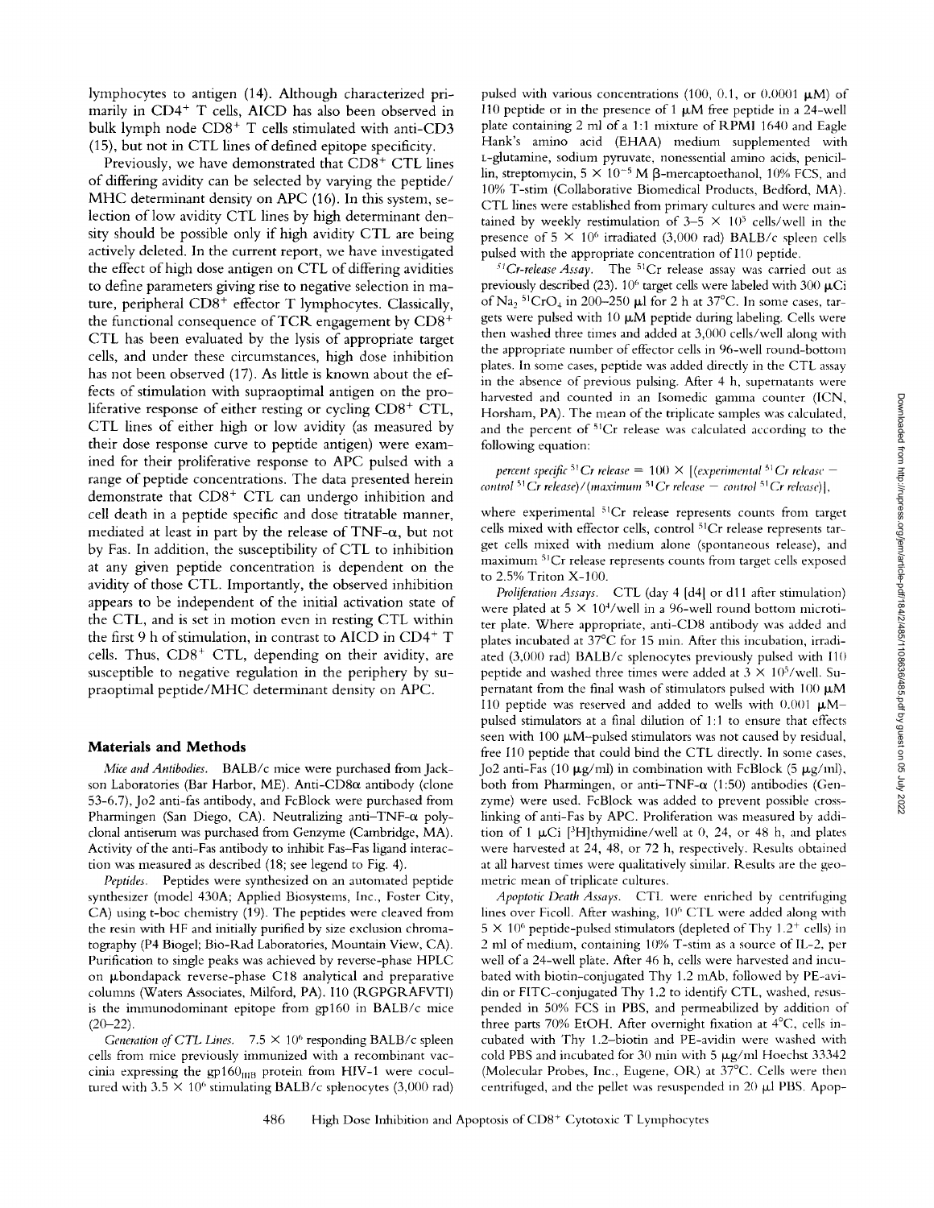lymphocytes to antigen (14). Although characterized primarily in $CD4^+$ T cells, AICD has also been observed in bulk lymph node $CD8^+$ T cells stimulated with anti-CD3 (15), but not in CTL lines of defined epitope specificity.

Previously, we have demonstrated that $CD8^+$ CTL lines of differing avidity can be selected by varying the peptide/MHC determinant density on APC (16). In this system, selection of low avidity CTL lines by high determinant density should be possible only if high avidity CTL are being actively deleted. In the current report, we have investigated the effect of high dose antigen on CTL of differing avidities to define parameters giving rise to negative selection in mature, peripheral $CD8^+$ effector T lymphocytes. Classically, the functional consequence of TCR engagement by $CD8^+$ CTL has been evaluated by the lysis of appropriate target cells, and under these circumstances, high dose inhibition has not been observed (17). As little is known about the effects of stimulation with supraoptimal antigen on the proliferative response of either resting or cycling $CD8^+$ CTL, CTL lines of either high or low avidity (as measured by their dose response curve to peptide antigen) were examined for their proliferative response to APC pulsed with a range of peptide concentrations. The data presented herein demonstrate that $CD8^+$ CTL can undergo inhibition and cell death in a peptide specific and dose titratable manner, mediated at least in part by the release of TNF-α, but not by Fas. In addition, the susceptibility of CTL to inhibition at any given peptide concentration is dependent on the avidity of those CTL. Importantly, the observed inhibition appears to be independent of the initial activation state of the CTL, and is set in motion even in resting CTL within the first 9 h of stimulation, in contrast to AICD in $CD4^+$ T cells. Thus, $CD8^+$ CTL, depending on their avidity, are susceptible to negative regulation in the periphery by supraoptimal peptide/MHC determinant density on APC.

## Materials and Methods

*Mice and Antibodies.* BALB/c mice were purchased from Jackson Laboratories (Bar Harbor, ME). Anti-CD8α antibody (clone 53-6.7), Jo2 anti-fas antibody, and FcBlock were purchased from Pharmingen (San Diego, CA). Neutralizing anti–TNF-α polyclonal antiserum was purchased from Genzyme (Cambridge, MA). Activity of the anti-Fas antibody to inhibit Fas–Fas ligand interaction was measured as described (18; see legend to Fig. 4).

*Peptides.* Peptides were synthesized on an automated peptide synthesizer (model 430A; Applied Biosystems, Inc., Foster City, CA) using t-boc chemistry (19). The peptides were cleaved from the resin with HF and initially purified by size exclusion chromatography (P4 Biogel; Bio-Rad Laboratories, Mountain View, CA). Purification to single peaks was achieved by reverse-phase HPLC on μbondapack reverse-phase C18 analytical and preparative columns (Waters Associates, Milford, PA). I10 (RGPGRAFVTI) is the immunodominant epitope from gp160 in BALB/c mice (20–22).

*Generation of CTL Lines.* $7.5 \times 10^6$ responding BALB/c spleen cells from mice previously immunized with a recombinant vaccinia expressing the $gp160_{IIIB}$ protein from HIV-1 were cocultured with $3.5 \times 10^6$ stimulating BALB/c splenocytes (3,000 rad) pulsed with various concentrations (100, 0.1, or 0.0001 μM) of I10 peptide or in the presence of 1 μM free peptide in a 24-well plate containing 2 ml of a 1:1 mixture of RPMI 1640 and Eagle Hank's amino acid (EHAA) medium supplemented with L-glutamine, sodium pyruvate, nonessential amino acids, penicillin, streptomycin, $5 \times 10^{-5}$ M β-mercaptoethanol, 10% FCS, and 10% T-stim (Collaborative Biomedical Products, Bedford, MA). CTL lines were established from primary cultures and were maintained by weekly restimulation of $3–5 \times 10^5$ cells/well in the presence of $5 \times 10^6$ irradiated (3,000 rad) BALB/c spleen cells pulsed with the appropriate concentration of I10 peptide.

*$^{51}Cr$-release Assay.* The $^{51}Cr$ release assay was carried out as previously described (23). $10^6$ target cells were labeled with 300 μCi of $Na_2{}^{51}CrO_4$ in 200–250 μl for 2 h at 37°C. In some cases, targets were pulsed with 10 μM peptide during labeling. Cells were then washed three times and added at 3,000 cells/well along with the appropriate number of effector cells in 96-well round-bottom plates. In some cases, peptide was added directly in the CTL assay in the absence of previous pulsing. After 4 h, supernatants were harvested and counted in an Isomedic gamma counter (ICN, Horsham, PA). The mean of the triplicate samples was calculated, and the percent of $^{51}Cr$ release was calculated according to the following equation:

$$\text{percent specific } {}^{51}Cr \text{ release} = 100 \times [(\text{experimental } {}^{51}Cr \text{ release} - \text{control } {}^{51}Cr \text{ release})/(\text{maximum } {}^{51}Cr \text{ release} - \text{control } {}^{51}Cr \text{ release})],$$

where experimental $^{51}Cr$ release represents counts from target cells mixed with effector cells, control $^{51}Cr$ release represents target cells mixed with medium alone (spontaneous release), and maximum $^{51}Cr$ release represents counts from target cells exposed to 2.5% Triton X-100.

*Proliferation Assays.* CTL (day 4 [d4] or d11 after stimulation) were plated at $5 \times 10^4$/well in a 96-well round bottom microtiter plate. Where appropriate, anti-CD8 antibody was added and plates incubated at 37°C for 15 min. After this incubation, irradiated (3,000 rad) BALB/c splenocytes previously pulsed with I10 peptide and washed three times were added at $3 \times 10^5$/well. Supernatant from the final wash of stimulators pulsed with 100 μM I10 peptide was reserved and added to wells with 0.001 μM–pulsed stimulators at a final dilution of 1:1 to ensure that effects seen with 100 μM–pulsed stimulators was not caused by residual, free I10 peptide that could bind the CTL directly. In some cases, Jo2 anti-Fas (10 μg/ml) in combination with FcBlock (5 μg/ml), both from Pharmingen, or anti–TNF-α (1:50) antibodies (Genzyme) were used. FcBlock was added to prevent possible cross-linking of anti-Fas by APC. Proliferation was measured by addition of 1 μCi [$^3$H]thymidine/well at 0, 24, or 48 h, and plates were harvested at 24, 48, or 72 h, respectively. Results obtained at all harvest times were qualitatively similar. Results are the geometric mean of triplicate cultures.

*Apoptotic Death Assays.* CTL were enriched by centrifuging lines over Ficoll. After washing, $10^6$ CTL were added along with $5 \times 10^6$ peptide-pulsed stimulators (depleted of Thy $1.2^+$ cells) in 2 ml of medium, containing 10% T-stim as a source of IL-2, per well of a 24-well plate. After 46 h, cells were harvested and incubated with biotin-conjugated Thy 1.2 mAb, followed by PE-avidin or FITC-conjugated Thy 1.2 to identify CTL, washed, resuspended in 50% FCS in PBS, and permeabilized by addition of three parts 70% EtOH. After overnight fixation at 4°C, cells incubated with Thy 1.2–biotin and PE-avidin were washed with cold PBS and incubated for 30 min with 5 μg/ml Hoechst 33342 (Molecular Probes, Inc., Eugene, OR) at 37°C. Cells were then centrifuged, and the pellet was resuspended in 20 μl PBS. Apop-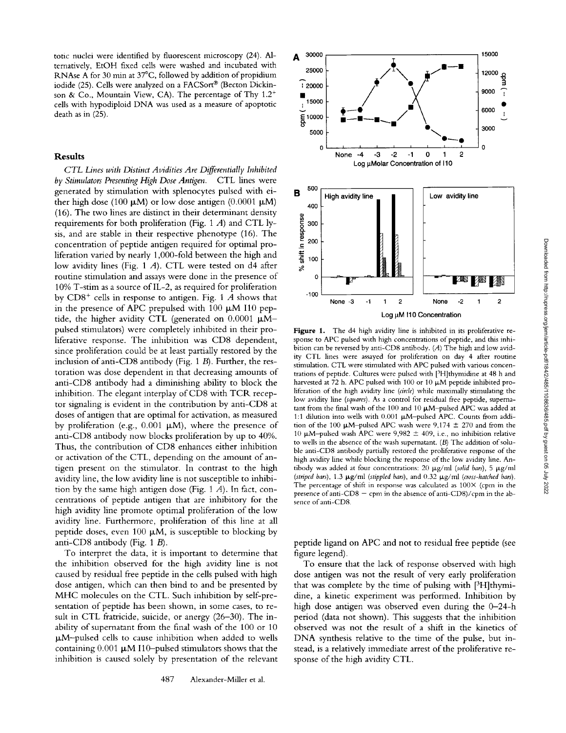totic nuclei were identified by fluorescent microscopy (24). Alternatively, EtOH fixed cells were washed and incubated with RNAse A for 30 min at 37°C, followed by addition of propidium iodide (25). Cells were analyzed on a FACSort® (Becton Dickinson & Co., Mountain View, CA). The percentage of Thy 1.2+ cells with hypodiploid DNA was used as a measure of apoptotic death as in (25).

## Results

*CTL Lines with Distinct Avidities Are Differentially Inhibited by Stimulators Presenting High Dose Antigen.* CTL lines were generated by stimulation with splenocytes pulsed with either high dose (100 μM) or low dose antigen (0.0001 μM) (16). The two lines are distinct in their determinant density requirements for both proliferation (Fig. 1 *A*) and CTL lysis, and are stable in their respective phenotype (16). The concentration of peptide antigen required for optimal proliferation varied by nearly 1,000-fold between the high and low avidity lines (Fig. 1 *A*). CTL were tested on d4 after routine stimulation and assays were done in the presence of 10% T-stim as a source of IL-2, as required for proliferation by CD8+ cells in response to antigen. Fig. 1 *A* shows that in the presence of APC prepulsed with 100 μM I10 peptide, the higher avidity CTL (generated on 0.0001 μM–pulsed stimulators) were completely inhibited in their proliferative response. The inhibition was CD8 dependent, since proliferation could be at least partially restored by the inclusion of anti-CD8 antibody (Fig. 1 *B*). Further, the restoration was dose dependent in that decreasing amounts of anti-CD8 antibody had a diminishing ability to block the inhibition. The elegant interplay of CD8 with TCR receptor signaling is evident in the contribution by anti-CD8 at doses of antigen that are optimal for activation, as measured by proliferation (e.g., 0.001 μM), where the presence of anti-CD8 antibody now blocks proliferation by up to 40%. Thus, the contribution of CD8 enhances either inhibition or activation of the CTL, depending on the amount of antigen present on the stimulator. In contrast to the high avidity line, the low avidity line is not susceptible to inhibition by the same high antigen dose (Fig. 1 *A*). In fact, concentrations of peptide antigen that are inhibitory for the high avidity line promote optimal proliferation of the low avidity line. Furthermore, proliferation of this line at all peptide doses, even 100 μM, is susceptible to blocking by anti-CD8 antibody (Fig. 1 *B*).

To interpret the data, it is important to determine that the inhibition observed for the high avidity line is not caused by residual free peptide in the cells pulsed with high dose antigen, which can then bind to and be presented by MHC molecules on the CTL. Such inhibition by self-presentation of peptide has been shown, in some cases, to result in CTL fratricide, suicide, or anergy (26–30). The inability of supernatant from the final wash of the 100 or 10 μM–pulsed cells to cause inhibition when added to wells containing 0.001 μM I10–pulsed stimulators shows that the inhibition is caused solely by presentation of the relevant peptide ligand on APC and not to residual free peptide (see figure legend).

To ensure that the lack of response observed with high dose antigen was not the result of very early proliferation that was complete by the time of pulsing with [3H]thymidine, a kinetic experiment was performed. Inhibition by high dose antigen was observed even during the 0–24-h period (data not shown). This suggests that the inhibition observed was not the result of a shift in the kinetics of DNA synthesis relative to the time of the pulse, but instead, is a relatively immediate arrest of the proliferative response of the high avidity CTL.

**Figure 1.** The d4 high avidity line is inhibited in its proliferative response to APC pulsed with high concentrations of peptide, and this inhibition can be reversed by anti-CD8 antibody. (*A*) The high and low avidity CTL lines were assayed for proliferation on day 4 after routine stimulation. CTL were stimulated with APC pulsed with various concentrations of peptide. Cultures were pulsed with [3H]thymidine at 48 h and harvested at 72 h. APC pulsed with 100 or 10 μM peptide inhibited proliferation of the high avidity line (*circle*) while maximally stimulating the low avidity line (*squares*). As a control for residual free peptide, supernatant from the final wash of the 100 and 10 μM–pulsed APC was added at 1:1 dilution into wells with 0.001 μM–pulsed APC. Counts from addition of the 100 μM–pulsed APC wash were 9,174 ± 270 and from the 10 μM–pulsed wash APC were 9,982 ± 409, i.e., no inhibition relative to wells in the absence of the wash supernatant. (*B*) The addition of soluble anti-CD8 antibody partially restored the proliferative response of the high avidity line while blocking the response of the low avidity line. Antibody was added at four concentrations: 20 μg/ml (*solid bars*), 5 μg/ml (*striped bars*), 1.3 μg/ml (*stippled bars*), and 0.32 μg/ml (*cross-hatched bars*). The percentage of shift in response was calculated as 100× (cpm in the presence of anti-CD8 − cpm in the absence of anti-CD8)/cpm in the absence of anti-CD8.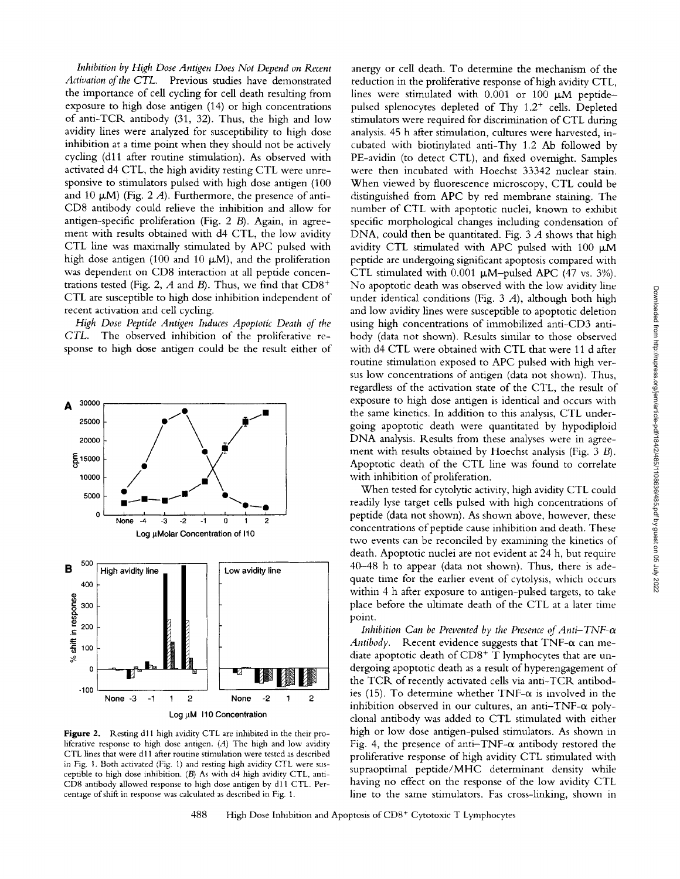*Inhibition by High Dose Antigen Does Not Depend on Recent Activation of the CTL.* Previous studies have demonstrated the importance of cell cycling for cell death resulting from exposure to high dose antigen (14) or high concentrations of anti-TCR antibody (31, 32). Thus, the high and low avidity lines were analyzed for susceptibility to high dose inhibition at a time point when they should not be actively cycling (d11 after routine stimulation). As observed with activated d4 CTL, the high avidity resting CTL were unresponsive to stimulators pulsed with high dose antigen (100 and 10 μM) (Fig. 2 *A*). Furthermore, the presence of anti-CD8 antibody could relieve the inhibition and allow for antigen-specific proliferation (Fig. 2 *B*). Again, in agreement with results obtained with d4 CTL, the low avidity CTL line was maximally stimulated by APC pulsed with high dose antigen (100 and 10 μM), and the proliferation was dependent on CD8 interaction at all peptide concentrations tested (Fig. 2, *A* and *B*). Thus, we find that $CD8^+$ CTL are susceptible to high dose inhibition independent of recent activation and cell cycling.

*High Dose Peptide Antigen Induces Apoptotic Death of the CTL.* The observed inhibition of the proliferative response to high dose antigen could be the result either of anergy or cell death. To determine the mechanism of the reduction in the proliferative response of high avidity CTL, lines were stimulated with 0.001 or 100 μM peptide–pulsed splenocytes depleted of Thy $1.2^+$ cells. Depleted stimulators were required for discrimination of CTL during analysis. 45 h after stimulation, cultures were harvested, incubated with biotinylated anti-Thy 1.2 Ab followed by PE-avidin (to detect CTL), and fixed overnight. Samples were then incubated with Hoechst 33342 nuclear stain. When viewed by fluorescence microscopy, CTL could be distinguished from APC by red membrane staining. The number of CTL with apoptotic nuclei, known to exhibit specific morphological changes including condensation of DNA, could then be quantitated. Fig. 3 *A* shows that high avidity CTL stimulated with APC pulsed with 100 μM peptide are undergoing significant apoptosis compared with CTL stimulated with 0.001 μM–pulsed APC (47 vs. 3%). No apoptotic death was observed with the low avidity line under identical conditions (Fig. 3 *A*), although both high and low avidity lines were susceptible to apoptotic deletion using high concentrations of immobilized anti-CD3 antibody (data not shown). Results similar to those observed with d4 CTL were obtained with CTL that were 11 d after routine stimulation exposed to APC pulsed with high versus low concentrations of antigen (data not shown). Thus, regardless of the activation state of the CTL, the result of exposure to high dose antigen is identical and occurs with the same kinetics. In addition to this analysis, CTL undergoing apoptotic death were quantitated by hypodiploid DNA analysis. Results from these analyses were in agreement with results obtained by Hoechst analysis (Fig. 3 *B*). Apoptotic death of the CTL line was found to correlate with inhibition of proliferation.

When tested for cytolytic activity, high avidity CTL could readily lyse target cells pulsed with high concentrations of peptide (data not shown). As shown above, however, these concentrations of peptide cause inhibition and death. These two events can be reconciled by examining the kinetics of death. Apoptotic nuclei are not evident at 24 h, but require 40–48 h to appear (data not shown). Thus, there is adequate time for the earlier event of cytolysis, which occurs within 4 h after exposure to antigen-pulsed targets, to take place before the ultimate death of the CTL at a later time point.

*Inhibition Can be Prevented by the Presence of Anti–TNF-α Antibody.* Recent evidence suggests that TNF-α can mediate apoptotic death of $CD8^+$ T lymphocytes that are undergoing apoptotic death as a result of hyperengagement of the TCR of recently activated cells via anti-TCR antibodies (15). To determine whether TNF-α is involved in the inhibition observed in our cultures, an anti–TNF-α polyclonal antibody was added to CTL stimulated with either high or low dose antigen-pulsed stimulators. As shown in Fig. 4, the presence of anti–TNF-α antibody restored the proliferative response of high avidity CTL stimulated with supraoptimal peptide/MHC determinant density while having no effect on the response of the low avidity CTL line to the same stimulators. Fas cross-linking, shown in

**Figure 2.** Resting d11 high avidity CTL are inhibited in the their proliferative response to high dose antigen. (*A*) The high and low avidity CTL lines that were d11 after routine stimulation were tested as described in Fig. 1. Both activated (Fig. 1) and resting high avidity CTL were susceptible to high dose inhibition. (*B*) As with d4 high avidity CTL, anti-CD8 antibody allowed response to high dose antigen by d11 CTL. Percentage of shift in response was calculated as described in Fig. 1.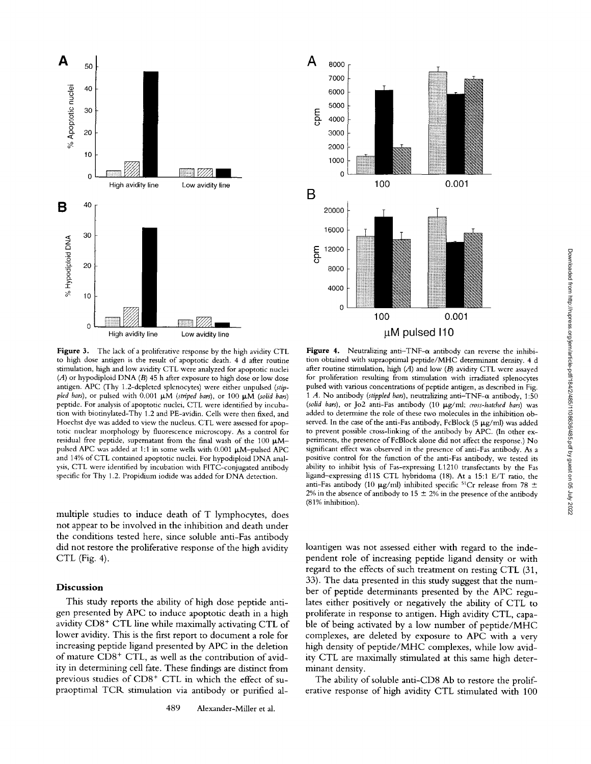**Figure 3.** The lack of a proliferative response by the high avidity CTL to high dose antigen is the result of apoptotic death. 4 d after routine stimulation, high and low avidity CTL were analyzed for apoptotic nuclei (*A*) or hypodiploid DNA (*B*) 45 h after exposure to high dose or low dose antigen. APC (Thy 1.2-depleted splenocytes) were either unpulsed (*stippled bars*), or pulsed with 0.001 μM (*striped bars*), or 100 μM (*solid bars*) peptide. For analysis of apoptotic nuclei, CTL were identified by incubation with biotinylated-Thy 1.2 and PE-avidin. Cells were then fixed, and Hoechst dye was added to view the nucleus. CTL were assessed for apoptotic nuclear morphology by fluorescence microscopy. As a control for residual free peptide, supernatant from the final wash of the 100 μM–pulsed APC was added at 1:1 in some wells with 0.001 μM–pulsed APC and 14% of CTL contained apoptotic nuclei. For hypodiploid DNA analysis, CTL were identified by incubation with FITC-conjugated antibody specific for Thy 1.2. Propidium iodide was added for DNA detection.

**Figure 4.** Neutralizing anti–TNF-α antibody can reverse the inhibition obtained with supraoptimal peptide/MHC determinant density. 4 d after routine stimulation, high (*A*) and low (*B*) avidity CTL were assayed for proliferation resulting from stimulation with irradiated splenocytes pulsed with various concentrations of peptide antigen, as described in Fig. 1 *A*. No antibody (*stippled bars*), neutralizing anti–TNF-α antibody, 1:50 (*solid bars*), or Jo2 anti-Fas antibody (10 μg/ml; *cross-hatched bars*) was added to determine the role of these two molecules in the inhibition observed. In the case of the anti-Fas antibody, FcBlock (5 μg/ml) was added to prevent possible cross-linking of the antibody by APC. (In other experiments, the presence of FcBlock alone did not affect the response.) No significant effect was observed in the presence of anti-Fas antibody. As a positive control for the function of the anti-Fas antibody, we tested its ability to inhibit lysis of Fas-expressing L1210 transfectants by the Fas ligand–expressing d11S CTL hybridoma (18). At a 15:1 E/T ratio, the anti-Fas antibody (10 μg/ml) inhibited specific $^{51}$Cr release from 78 ± 2% in the absence of antibody to 15 ± 2% in the presence of the antibody (81% inhibition).

multiple studies to induce death of T lymphocytes, does not appear to be involved in the inhibition and death under the conditions tested here, since soluble anti-Fas antibody did not restore the proliferative response of the high avidity CTL (Fig. 4).

## Discussion

This study reports the ability of high dose peptide antigen presented by APC to induce apoptotic death in a high avidity CD8$^+$ CTL line while maximally activating CTL of lower avidity. This is the first report to document a role for increasing peptide ligand presented by APC in the deletion of mature CD8$^+$ CTL, as well as the contribution of avidity in determining cell fate. These findings are distinct from previous studies of CD8$^+$ CTL in which the effect of supraoptimal TCR stimulation via antibody or purified alloantigen was not assessed either with regard to the independent role of increasing peptide ligand density or with regard to the effects of such treatment on resting CTL (31, 33). The data presented in this study suggest that the number of peptide determinants presented by the APC regulates either positively or negatively the ability of CTL to proliferate in response to antigen. High avidity CTL, capable of being activated by a low number of peptide/MHC complexes, are deleted by exposure to APC with a very high density of peptide/MHC complexes, while low avidity CTL are maximally stimulated at this same high determinant density.

The ability of soluble anti-CD8 Ab to restore the proliferative response of high avidity CTL stimulated with 100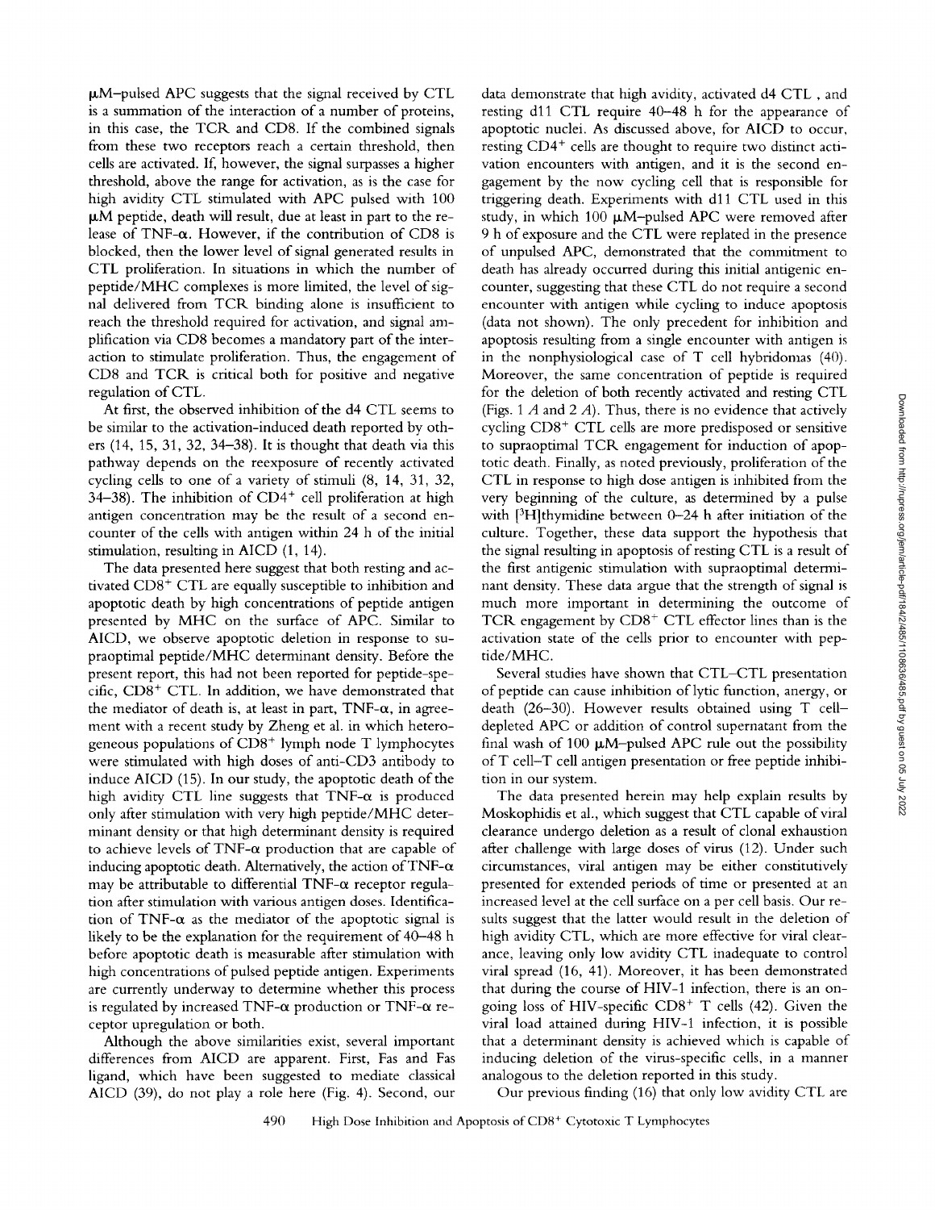μM–pulsed APC suggests that the signal received by CTL is a summation of the interaction of a number of proteins, in this case, the TCR and CD8. If the combined signals from these two receptors reach a certain threshold, then cells are activated. If, however, the signal surpasses a higher threshold, above the range for activation, as is the case for high avidity CTL stimulated with APC pulsed with 100 μM peptide, death will result, due at least in part to the release of TNF-α. However, if the contribution of CD8 is blocked, then the lower level of signal generated results in CTL proliferation. In situations in which the number of peptide/MHC complexes is more limited, the level of signal delivered from TCR binding alone is insufficient to reach the threshold required for activation, and signal amplification via CD8 becomes a mandatory part of the interaction to stimulate proliferation. Thus, the engagement of CD8 and TCR is critical both for positive and negative regulation of CTL.

At first, the observed inhibition of the d4 CTL seems to be similar to the activation-induced death reported by others (14, 15, 31, 32, 34–38). It is thought that death via this pathway depends on the reexposure of recently activated cycling cells to one of a variety of stimuli (8, 14, 31, 32, 34–38). The inhibition of CD4$^+$ cell proliferation at high antigen concentration may be the result of a second encounter of the cells with antigen within 24 h of the initial stimulation, resulting in AICD (1, 14).

The data presented here suggest that both resting and activated CD8$^+$ CTL are equally susceptible to inhibition and apoptotic death by high concentrations of peptide antigen presented by MHC on the surface of APC. Similar to AICD, we observe apoptotic deletion in response to supraoptimal peptide/MHC determinant density. Before the present report, this had not been reported for peptide-specific, CD8$^+$ CTL. In addition, we have demonstrated that the mediator of death is, at least in part, TNF-α, in agreement with a recent study by Zheng et al. in which heterogeneous populations of CD8$^+$ lymph node T lymphocytes were stimulated with high doses of anti-CD3 antibody to induce AICD (15). In our study, the apoptotic death of the high avidity CTL line suggests that TNF-α is produced only after stimulation with very high peptide/MHC determinant density or that high determinant density is required to achieve levels of TNF-α production that are capable of inducing apoptotic death. Alternatively, the action of TNF-α may be attributable to differential TNF-α receptor regulation after stimulation with various antigen doses. Identification of TNF-α as the mediator of the apoptotic signal is likely to be the explanation for the requirement of 40–48 h before apoptotic death is measurable after stimulation with high concentrations of pulsed peptide antigen. Experiments are currently underway to determine whether this process is regulated by increased TNF-α production or TNF-α receptor upregulation or both.

Although the above similarities exist, several important differences from AICD are apparent. First, Fas and Fas ligand, which have been suggested to mediate classical AICD (39), do not play a role here (Fig. 4). Second, our data demonstrate that high avidity, activated d4 CTL , and resting d11 CTL require 40–48 h for the appearance of apoptotic nuclei. As discussed above, for AICD to occur, resting CD4$^+$ cells are thought to require two distinct activation encounters with antigen, and it is the second engagement by the now cycling cell that is responsible for triggering death. Experiments with d11 CTL used in this study, in which 100 μM–pulsed APC were removed after 9 h of exposure and the CTL were replated in the presence of unpulsed APC, demonstrated that the commitment to death has already occurred during this initial antigenic encounter, suggesting that these CTL do not require a second encounter with antigen while cycling to induce apoptosis (data not shown). The only precedent for inhibition and apoptosis resulting from a single encounter with antigen is in the nonphysiological case of T cell hybridomas (40). Moreover, the same concentration of peptide is required for the deletion of both recently activated and resting CTL (Figs. 1 *A* and 2 *A*). Thus, there is no evidence that actively cycling CD8$^+$ CTL cells are more predisposed or sensitive to supraoptimal TCR engagement for induction of apoptotic death. Finally, as noted previously, proliferation of the CTL in response to high dose antigen is inhibited from the very beginning of the culture, as determined by a pulse with [$^3$H]thymidine between 0–24 h after initiation of the culture. Together, these data support the hypothesis that the signal resulting in apoptosis of resting CTL is a result of the first antigenic stimulation with supraoptimal determinant density. These data argue that the strength of signal is much more important in determining the outcome of TCR engagement by CD8$^+$ CTL effector lines than is the activation state of the cells prior to encounter with peptide/MHC.

Several studies have shown that CTL–CTL presentation of peptide can cause inhibition of lytic function, anergy, or death (26–30). However results obtained using T cell–depleted APC or addition of control supernatant from the final wash of 100 μM–pulsed APC rule out the possibility of T cell–T cell antigen presentation or free peptide inhibition in our system.

The data presented herein may help explain results by Moskophidis et al., which suggest that CTL capable of viral clearance undergo deletion as a result of clonal exhaustion after challenge with large doses of virus (12). Under such circumstances, viral antigen may be either constitutively presented for extended periods of time or presented at an increased level at the cell surface on a per cell basis. Our results suggest that the latter would result in the deletion of high avidity CTL, which are more effective for viral clearance, leaving only low avidity CTL inadequate to control viral spread (16, 41). Moreover, it has been demonstrated that during the course of HIV-1 infection, there is an ongoing loss of HIV-specific CD8$^+$ T cells (42). Given the viral load attained during HIV-1 infection, it is possible that a determinant density is achieved which is capable of inducing deletion of the virus-specific cells, in a manner analogous to the deletion reported in this study.

Our previous finding (16) that only low avidity CTL are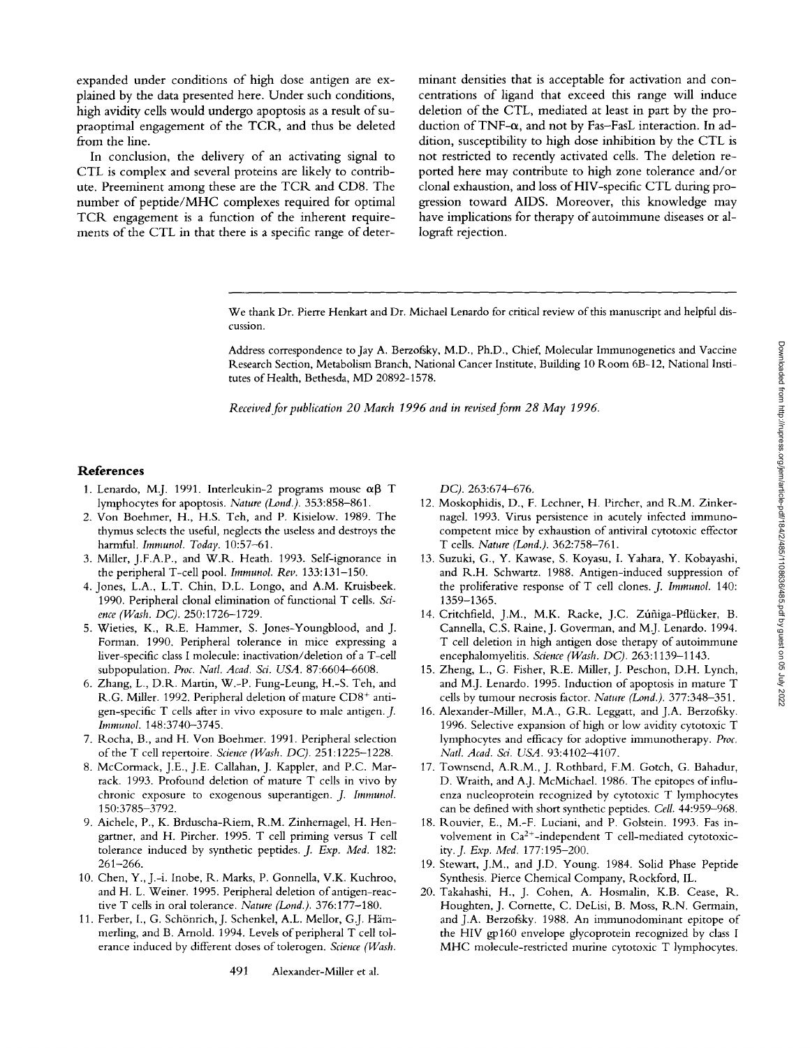expanded under conditions of high dose antigen are explained by the data presented here. Under such conditions, high avidity cells would undergo apoptosis as a result of supraoptimal engagement of the TCR, and thus be deleted from the line.

In conclusion, the delivery of an activating signal to CTL is complex and several proteins are likely to contribute. Preeminent among these are the TCR and CD8. The number of peptide/MHC complexes required for optimal TCR engagement is a function of the inherent requirements of the CTL in that there is a specific range of determinant densities that is acceptable for activation and concentrations of ligand that exceed this range will induce deletion of the CTL, mediated at least in part by the production of TNF-α, and not by Fas–FasL interaction. In addition, susceptibility to high dose inhibition by the CTL is not restricted to recently activated cells. The deletion reported here may contribute to high zone tolerance and/or clonal exhaustion, and loss of HIV-specific CTL during progression toward AIDS. Moreover, this knowledge may have implications for therapy of autoimmune diseases or allograft rejection.

We thank Dr. Pierre Henkart and Dr. Michael Lenardo for critical review of this manuscript and helpful discussion.

Address correspondence to Jay A. Berzofsky, M.D., Ph.D., Chief, Molecular Immunogenetics and Vaccine Research Section, Metabolism Branch, National Cancer Institute, Building 10 Room 6B-12, National Institutes of Health, Bethesda, MD 20892-1578.

*Received for publication 20 March 1996 and in revised form 28 May 1996.*

## References

1. Lenardo, M.J. 1991. Interleukin-2 programs mouse αβ T lymphocytes for apoptosis. *Nature (Lond.).* 353:858–861.
2. Von Boehmer, H., H.S. Teh, and P. Kisielow. 1989. The thymus selects the useful, neglects the useless and destroys the harmful. *Immunol. Today.* 10:57–61.
3. Miller, J.F.A.P., and W.R. Heath. 1993. Self-ignorance in the peripheral T-cell pool. *Immunol. Rev.* 133:131–150.
4. Jones, L.A., L.T. Chin, D.L. Longo, and A.M. Kruisbeek. 1990. Peripheral clonal elimination of functional T cells. *Science (Wash. DC).* 250:1726–1729.
5. Wieties, K., R.E. Hammer, S. Jones-Youngblood, and J. Forman. 1990. Peripheral tolerance in mice expressing a liver-specific class I molecule: inactivation/deletion of a T-cell subpopulation. *Proc. Natl. Acad. Sci. USA.* 87:6604–6608.
6. Zhang, L., D.R. Martin, W.-P. Fung-Leung, H.-S. Teh, and R.G. Miller. 1992. Peripheral deletion of mature CD8+ antigen-specific T cells after in vivo exposure to male antigen. *J. Immunol.* 148:3740–3745.
7. Rocha, B., and H. Von Boehmer. 1991. Peripheral selection of the T cell repertoire. *Science (Wash. DC).* 251:1225–1228.
8. McCormack, J.E., J.E. Callahan, J. Kappler, and P.C. Marrack. 1993. Profound deletion of mature T cells in vivo by chronic exposure to exogenous superantigen. *J. Immunol.* 150:3785–3792.
9. Aichele, P., K. Brduscha-Riem, R.M. Zinhernagel, H. Hengartner, and H. Pircher. 1995. T cell priming versus T cell tolerance induced by synthetic peptides. *J. Exp. Med.* 182: 261–266.
10. Chen, Y., J.-i. Inobe, R. Marks, P. Gonnella, V.K. Kuchroo, and H. L. Weiner. 1995. Peripheral deletion of antigen-reactive T cells in oral tolerance. *Nature (Lond.).* 376:177–180.
11. Ferber, I., G. Schönrich, J. Schenkel, A.L. Mellor, G.J. Hämmerling, and B. Arnold. 1994. Levels of peripheral T cell tolerance induced by different doses of tolerogen. *Science (Wash. DC).* 263:674–676.
12. Moskophidis, D., F. Lechner, H. Pircher, and R.M. Zinkernagel. 1993. Virus persistence in acutely infected immunocompetent mice by exhaustion of antiviral cytotoxic effector T cells. *Nature (Lond.).* 362:758–761.
13. Suzuki, G., Y. Kawase, S. Koyasu, I. Yahara, Y. Kobayashi, and R.H. Schwartz. 1988. Antigen-induced suppression of the proliferative response of T cell clones. *J. Immunol.* 140: 1359–1365.
14. Critchfield, J.M., M.K. Racke, J.C. Zúñiga-Pflücker, B. Cannella, C.S. Raine, J. Goverman, and M.J. Lenardo. 1994. T cell deletion in high antigen dose therapy of autoimmune encephalomyelitis. *Science (Wash. DC).* 263:1139–1143.
15. Zheng, L., G. Fisher, R.E. Miller, J. Peschon, D.H. Lynch, and M.J. Lenardo. 1995. Induction of apoptosis in mature T cells by tumour necrosis factor. *Nature (Lond.).* 377:348–351.
16. Alexander-Miller, M.A., G.R. Leggatt, and J.A. Berzofsky. 1996. Selective expansion of high or low avidity cytotoxic T lymphocytes and efficacy for adoptive immunotherapy. *Proc. Natl. Acad. Sci. USA.* 93:4102–4107.
17. Townsend, A.R.M., J. Rothbard, F.M. Gotch, G. Bahadur, D. Wraith, and A.J. McMichael. 1986. The epitopes of influenza nucleoprotein recognized by cytotoxic T lymphocytes can be defined with short synthetic peptides. *Cell.* 44:959–968.
18. Rouvier, E., M.-F. Luciani, and P. Golstein. 1993. Fas involvement in $Ca^{2+}$-independent T cell-mediated cytotoxicity. *J. Exp. Med.* 177:195–200.
19. Stewart, J.M., and J.D. Young. 1984. Solid Phase Peptide Synthesis. Pierce Chemical Company, Rockford, IL.
20. Takahashi, H., J. Cohen, A. Hosmalin, K.B. Cease, R. Houghten, J. Cornette, C. DeLisi, B. Moss, R.N. Germain, and J.A. Berzofsky. 1988. An immunodominant epitope of the HIV gp160 envelope glycoprotein recognized by class I MHC molecule-restricted murine cytotoxic T lymphocytes.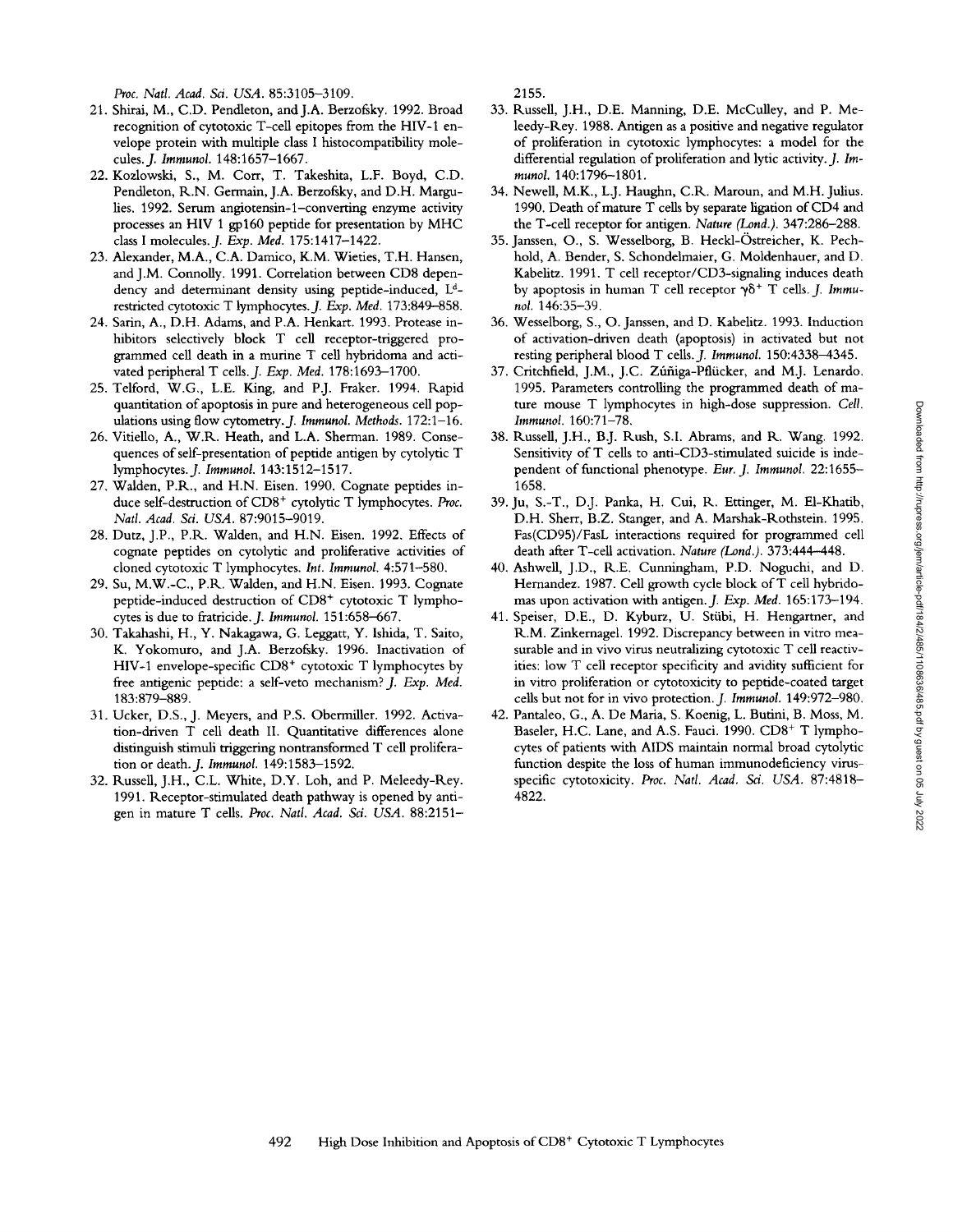Proc. Natl. Acad. Sci. USA. 85:3105–3109.

21. Shirai, M., C.D. Pendleton, and J.A. Berzofsky. 1992. Broad recognition of cytotoxic T-cell epitopes from the HIV-1 envelope protein with multiple class I histocompatibility molecules. *J. Immunol.* 148:1657–1667.
22. Kozlowski, S., M. Corr, T. Takeshita, L.F. Boyd, C.D. Pendleton, R.N. Germain, J.A. Berzofsky, and D.H. Margulies. 1992. Serum angiotensin-1–converting enzyme activity processes an HIV 1 gp160 peptide for presentation by MHC class I molecules. *J. Exp. Med.* 175:1417–1422.
23. Alexander, M.A., C.A. Damico, K.M. Wieties, T.H. Hansen, and J.M. Connolly. 1991. Correlation between CD8 dependency and determinant density using peptide-induced, $L^d$-restricted cytotoxic T lymphocytes. *J. Exp. Med.* 173:849–858.
24. Sarin, A., D.H. Adams, and P.A. Henkart. 1993. Protease inhibitors selectively block T cell receptor-triggered programmed cell death in a murine T cell hybridoma and activated peripheral T cells. *J. Exp. Med.* 178:1693–1700.
25. Telford, W.G., L.E. King, and P.J. Fraker. 1994. Rapid quantitation of apoptosis in pure and heterogeneous cell populations using flow cytometry. *J. Immunol. Methods.* 172:1–16.
26. Vitiello, A., W.R. Heath, and L.A. Sherman. 1989. Consequences of self-presentation of peptide antigen by cytolytic T lymphocytes. *J. Immunol.* 143:1512–1517.
27. Walden, P.R., and H.N. Eisen. 1990. Cognate peptides induce self-destruction of $CD8^+$ cytolytic T lymphocytes. *Proc. Natl. Acad. Sci. USA.* 87:9015–9019.
28. Dutz, J.P., P.R. Walden, and H.N. Eisen. 1992. Effects of cognate peptides on cytolytic and proliferative activities of cloned cytotoxic T lymphocytes. *Int. Immunol.* 4:571–580.
29. Su, M.W.-C., P.R. Walden, and H.N. Eisen. 1993. Cognate peptide-induced destruction of $CD8^+$ cytotoxic T lymphocytes is due to fratricide. *J. Immunol.* 151:658–667.
30. Takahashi, H., Y. Nakagawa, G. Leggatt, Y. Ishida, T. Saito, K. Yokomuro, and J.A. Berzofsky. 1996. Inactivation of HIV-1 envelope-specific $CD8^+$ cytotoxic T lymphocytes by free antigenic peptide: a self-veto mechanism? *J. Exp. Med.* 183:879–889.
31. Ucker, D.S., J. Meyers, and P.S. Obermiller. 1992. Activation-driven T cell death II. Quantitative differences alone distinguish stimuli triggering nontransformed T cell proliferation or death. *J. Immunol.* 149:1583–1592.
32. Russell, J.H., C.L. White, D.Y. Loh, and P. Meleedy-Rey. 1991. Receptor-stimulated death pathway is opened by antigen in mature T cells. *Proc. Natl. Acad. Sci. USA.* 88:2151–2155.
33. Russell, J.H., D.E. Manning, D.E. McCulley, and P. Meleedy-Rey. 1988. Antigen as a positive and negative regulator of proliferation in cytotoxic lymphocytes: a model for the differential regulation of proliferation and lytic activity. *J. Immunol.* 140:1796–1801.
34. Newell, M.K., L.J. Haughn, C.R. Maroun, and M.H. Julius. 1990. Death of mature T cells by separate ligation of CD4 and the T-cell receptor for antigen. *Nature (Lond.).* 347:286–288.
35. Janssen, O., S. Wesselborg, B. Heckl-Östreicher, K. Pechhold, A. Bender, S. Schondelmaier, G. Moldenhauer, and D. Kabelitz. 1991. T cell receptor/CD3-signaling induces death by apoptosis in human T cell receptor $\gamma\delta^+$ T cells. *J. Immunol.* 146:35–39.
36. Wesselborg, S., O. Janssen, and D. Kabelitz. 1993. Induction of activation-driven death (apoptosis) in activated but not resting peripheral blood T cells. *J. Immunol.* 150:4338–4345.
37. Critchfield, J.M., J.C. Zúñiga-Pflücker, and M.J. Lenardo. 1995. Parameters controlling the programmed death of mature mouse T lymphocytes in high-dose suppression. *Cell. Immunol.* 160:71–78.
38. Russell, J.H., B.J. Rush, S.I. Abrams, and R. Wang. 1992. Sensitivity of T cells to anti-CD3-stimulated suicide is independent of functional phenotype. *Eur. J. Immunol.* 22:1655–1658.
39. Ju, S.-T., D.J. Panka, H. Cui, R. Ettinger, M. El-Khatib, D.H. Sherr, B.Z. Stanger, and A. Marshak-Rothstein. 1995. Fas(CD95)/FasL interactions required for programmed cell death after T-cell activation. *Nature (Lond.).* 373:444–448.
40. Ashwell, J.D., R.E. Cunningham, P.D. Noguchi, and D. Hernandez. 1987. Cell growth cycle block of T cell hybridomas upon activation with antigen. *J. Exp. Med.* 165:173–194.
41. Speiser, D.E., D. Kyburz, U. Stübi, H. Hengartner, and R.M. Zinkernagel. 1992. Discrepancy between in vitro measurable and in vivo virus neutralizing cytotoxic T cell reactivities: low T cell receptor specificity and avidity sufficient for in vitro proliferation or cytotoxicity to peptide-coated target cells but not for in vivo protection. *J. Immunol.* 149:972–980.
42. Pantaleo, G., A. De Maria, S. Koenig, L. Butini, B. Moss, M. Baseler, H.C. Lane, and A.S. Fauci. 1990. $CD8^+$ T lymphocytes of patients with AIDS maintain normal broad cytolytic function despite the loss of human immunodeficiency virus-specific cytotoxicity. *Proc. Natl. Acad. Sci. USA.* 87:4818–4822.